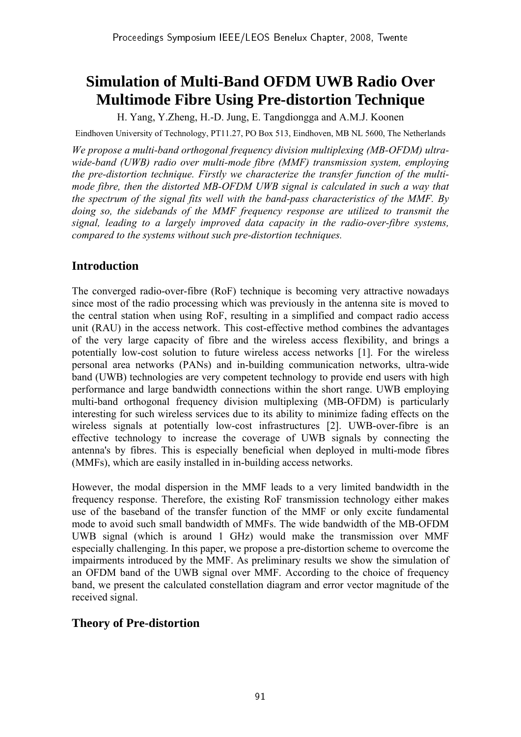# Simulation of Multi-Band OFDM UWB Radio Over Multimode Fibre Using Pre-distortion Technique

H. Yang, Y.Zheng, H.-D. Jung, E. Tangdiongga and A.M.J. Koonen

Eindhoven University of Technology, PT11.27, PO Box 513, Eindhoven, MB NL 5600, The Netherlands

*We propose a multi-band orthogonal frequency division multiplexing (MB-OFDM) ultra-wide-band (UWB) radio over multi-mode fibre (MMF) transmission system, employing the pre-distortion technique. Firstly we characterize the transfer function of the multi-mode fibre, then the distorted MB-OFDM UWB signal is calculated in such a way that the spectrum of the signal fits well with the band-pass characteristics of the MMF. By doing so, the sidebands of the MMF frequency response are utilized to transmit the signal, leading to a largely improved data capacity in the radio-over-fibre systems, compared to the systems without such pre-distortion techniques.*

## Introduction

The converged radio-over-fibre (RoF) technique is becoming very attractive nowadays since most of the radio processing which was previously in the antenna site is moved to the central station when using RoF, resulting in a simplified and compact radio access unit (RAU) in the access network. This cost-effective method combines the advantages of the very large capacity of fibre and the wireless access flexibility, and brings a potentially low-cost solution to future wireless access networks [1]. For the wireless personal area networks (PANs) and in-building communication networks, ultra-wide band (UWB) technologies are very competent technology to provide end users with high performance and large bandwidth connections within the short range. UWB employing multi-band orthogonal frequency division multiplexing (MB-OFDM) is particularly interesting for such wireless services due to its ability to minimize fading effects on the wireless signals at potentially low-cost infrastructures [2]. UWB-over-fibre is an effective technology to increase the coverage of UWB signals by connecting the antenna's by fibres. This is especially beneficial when deployed in multi-mode fibres (MMFs), which are easily installed in in-building access networks.

However, the modal dispersion in the MMF leads to a very limited bandwidth in the frequency response. Therefore, the existing RoF transmission technology either makes use of the baseband of the transfer function of the MMF or only excite fundamental mode to avoid such small bandwidth of MMFs. The wide bandwidth of the MB-OFDM UWB signal (which is around 1 GHz) would make the transmission over MMF especially challenging. In this paper, we propose a pre-distortion scheme to overcome the impairments introduced by the MMF. As preliminary results we show the simulation of an OFDM band of the UWB signal over MMF. According to the choice of frequency band, we present the calculated constellation diagram and error vector magnitude of the received signal.

## Theory of Pre-distortion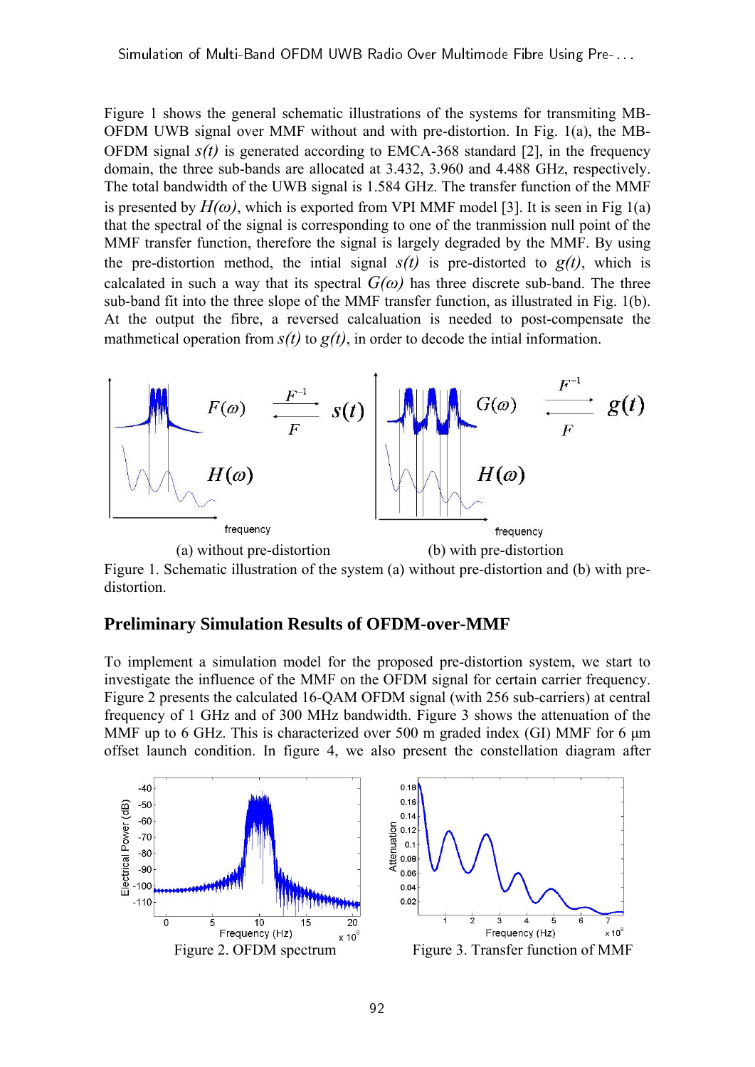Figure 1 shows the general schematic illustrations of the systems for transmiting MB-OFDM UWB signal over MMF without and with pre-distortion. In Fig. 1(a), the MB-OFDM signal $s(t)$ is generated according to EMCA-368 standard [2], in the frequency domain, the three sub-bands are allocated at 3.432, 3.960 and 4.488 GHz, respectively. The total bandwidth of the UWB signal is 1.584 GHz. The transfer function of the MMF is presented by $H(\omega)$, which is exported from VPI MMF model [3]. It is seen in Fig 1(a) that the spectral of the signal is corresponding to one of the tranmission null point of the MMF transfer function, therefore the signal is largely degraded by the MMF. By using the pre-distortion method, the intial signal $s(t)$ is pre-distorted to $g(t)$, which is calcalated in such a way that its spectral $G(\omega)$ has three discrete sub-band. The three sub-band fit into the three slope of the MMF transfer function, as illustrated in Fig. 1(b). At the output the fibre, a reversed calcaluation is needed to post-compensate the mathmetical operation from $s(t)$ to $g(t)$, in order to decode the intial information.

(a) without pre-distortion (b) with pre-distortion

Figure 1. Schematic illustration of the system (a) without pre-distortion and (b) with pre-distortion.

## Preliminary Simulation Results of OFDM-over-MMF

To implement a simulation model for the proposed pre-distortion system, we start to investigate the influence of the MMF on the OFDM signal for certain carrier frequency. Figure 2 presents the calculated 16-QAM OFDM signal (with 256 sub-carriers) at central frequency of 1 GHz and of 300 MHz bandwidth. Figure 3 shows the attenuation of the MMF up to 6 GHz. This is characterized over 500 m graded index (GI) MMF for 6 µm offset launch condition. In figure 4, we also present the constellation diagram after

Figure 2. OFDM spectrum

Figure 3. Transfer function of MMF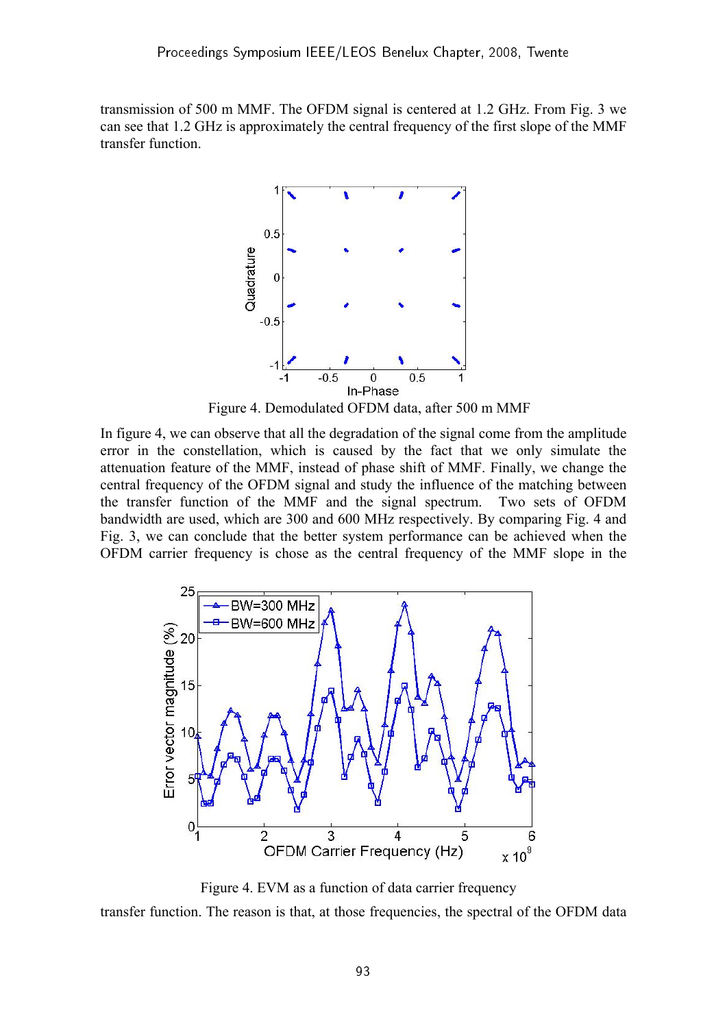transmission of 500 m MMF. The OFDM signal is centered at 1.2 GHz. From Fig. 3 we can see that 1.2 GHz is approximately the central frequency of the first slope of the MMF transfer function.

Figure 4. Demodulated OFDM data, after 500 m MMF

In figure 4, we can observe that all the degradation of the signal come from the amplitude error in the constellation, which is caused by the fact that we only simulate the attenuation feature of the MMF, instead of phase shift of MMF. Finally, we change the central frequency of the OFDM signal and study the influence of the matching between the transfer function of the MMF and the signal spectrum. Two sets of OFDM bandwidth are used, which are 300 and 600 MHz respectively. By comparing Fig. 4 and Fig. 3, we can conclude that the better system performance can be achieved when the OFDM carrier frequency is chose as the central frequency of the MMF slope in the transfer function. The reason is that, at those frequencies, the spectral of the OFDM data

Figure 4. EVM as a function of data carrier frequency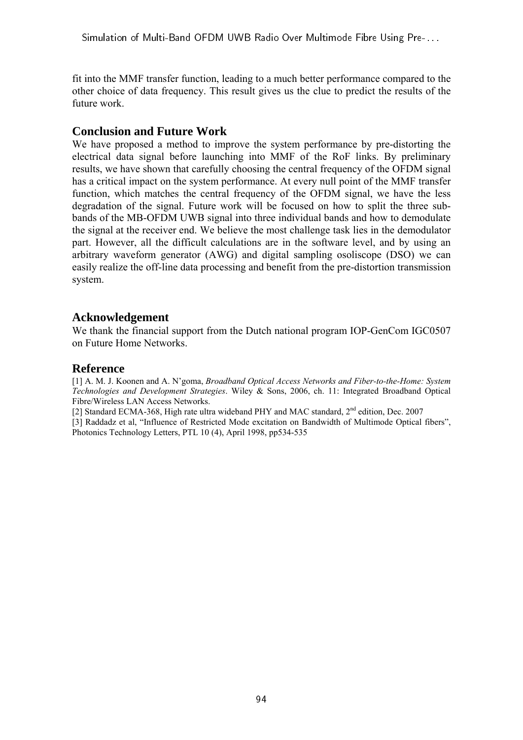fit into the MMF transfer function, leading to a much better performance compared to the other choice of data frequency. This result gives us the clue to predict the results of the future work.

## Conclusion and Future Work

We have proposed a method to improve the system performance by pre-distorting the electrical data signal before launching into MMF of the RoF links. By preliminary results, we have shown that carefully choosing the central frequency of the OFDM signal has a critical impact on the system performance. At every null point of the MMF transfer function, which matches the central frequency of the OFDM signal, we have the less degradation of the signal. Future work will be focused on how to split the three sub-bands of the MB-OFDM UWB signal into three individual bands and how to demodulate the signal at the receiver end. We believe the most challenge task lies in the demodulator part. However, all the difficult calculations are in the software level, and by using an arbitrary waveform generator (AWG) and digital sampling osoliscope (DSO) we can easily realize the off-line data processing and benefit from the pre-distortion transmission system.

## Acknowledgement

We thank the financial support from the Dutch national program IOP-GenCom IGC0507 on Future Home Networks.

## Reference

[1] A. M. J. Koonen and A. N'goma, *Broadband Optical Access Networks and Fiber-to-the-Home: System Technologies and Development Strategies*. Wiley & Sons, 2006, ch. 11: Integrated Broadband Optical Fibre/Wireless LAN Access Networks.

[2] Standard ECMA-368, High rate ultra wideband PHY and MAC standard, 2nd edition, Dec. 2007

[3] Raddadz et al, "Influence of Restricted Mode excitation on Bandwidth of Multimode Optical fibers", Photonics Technology Letters, PTL 10 (4), April 1998, pp534-535